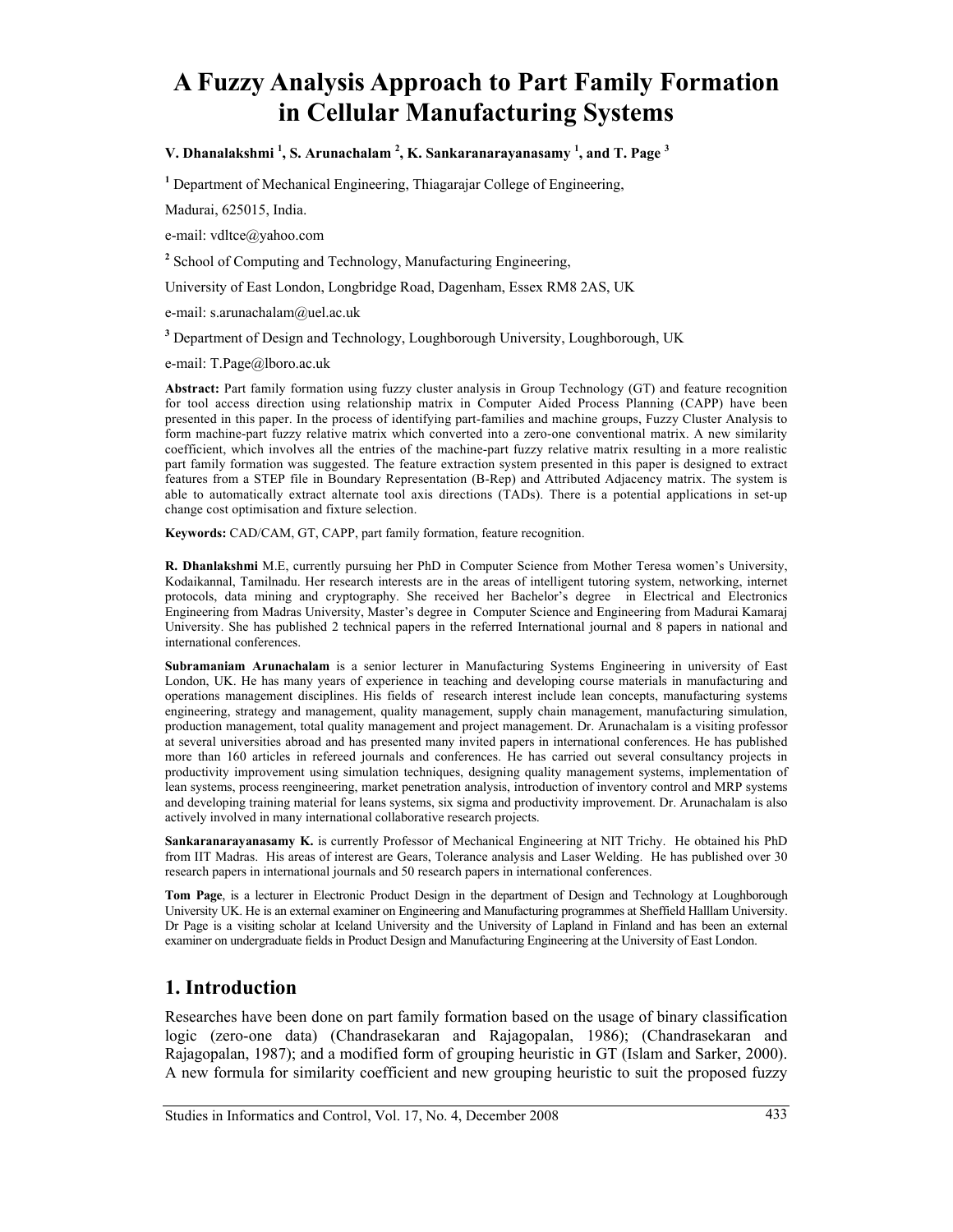# A Fuzzy Analysis Approach to Part Family Formation in Cellular Manufacturing Systems

**V. Dhanalakshmi [1], S. Arunachalam [2], K. Sankaranarayanasamy [1], and T. Page [3]**

[1] Department of Mechanical Engineering, Thiagarajar College of Engineering,

Madurai, 625015, India.

e-mail: vdltce@yahoo.com

[2] School of Computing and Technology, Manufacturing Engineering,

University of East London, Longbridge Road, Dagenham, Essex RM8 2AS, UK

e-mail: s.arunachalam@uel.ac.uk

[3] Department of Design and Technology, Loughborough University, Loughborough, UK

e-mail: T.Page@lboro.ac.uk

**Abstract:** Part family formation using fuzzy cluster analysis in Group Technology (GT) and feature recognition for tool access direction using relationship matrix in Computer Aided Process Planning (CAPP) have been presented in this paper. In the process of identifying part-families and machine groups, Fuzzy Cluster Analysis to form machine-part fuzzy relative matrix which converted into a zero-one conventional matrix. A new similarity coefficient, which involves all the entries of the machine-part fuzzy relative matrix resulting in a more realistic part family formation was suggested. The feature extraction system presented in this paper is designed to extract features from a STEP file in Boundary Representation (B-Rep) and Attributed Adjacency matrix. The system is able to automatically extract alternate tool axis directions (TADs). There is a potential applications in set-up change cost optimisation and fixture selection.

**Keywords:** CAD/CAM, GT, CAPP, part family formation, feature recognition.

**R. Dhanlakshmi** M.E, currently pursuing her PhD in Computer Science from Mother Teresa women's University, Kodaikannal, Tamilnadu. Her research interests are in the areas of intelligent tutoring system, networking, internet protocols, data mining and cryptography. She received her Bachelor's degree in Electrical and Electronics Engineering from Madras University, Master's degree in Computer Science and Engineering from Madurai Kamaraj University. She has published 2 technical papers in the referred International journal and 8 papers in national and international conferences.

**Subramaniam Arunachalam** is a senior lecturer in Manufacturing Systems Engineering in university of East London, UK. He has many years of experience in teaching and developing course materials in manufacturing and operations management disciplines. His fields of research interest include lean concepts, manufacturing systems engineering, strategy and management, quality management, supply chain management, manufacturing simulation, production management, total quality management and project management. Dr. Arunachalam is a visiting professor at several universities abroad and has presented many invited papers in international conferences. He has published more than 160 articles in refereed journals and conferences. He has carried out several consultancy projects in productivity improvement using simulation techniques, designing quality management systems, implementation of lean systems, process reengineering, market penetration analysis, introduction of inventory control and MRP systems and developing training material for leans systems, six sigma and productivity improvement. Dr. Arunachalam is also actively involved in many international collaborative research projects.

**Sankaranarayanasamy K.** is currently Professor of Mechanical Engineering at NIT Trichy. He obtained his PhD from IIT Madras. His areas of interest are Gears, Tolerance analysis and Laser Welding. He has published over 30 research papers in international journals and 50 research papers in international conferences.

**Tom Page**, is a lecturer in Electronic Product Design in the department of Design and Technology at Loughborough University UK. He is an external examiner on Engineering and Manufacturing programmes at Sheffield Halllam University. Dr Page is a visiting scholar at Iceland University and the University of Lapland in Finland and has been an external examiner on undergraduate fields in Product Design and Manufacturing Engineering at the University of East London.

## 1. Introduction

Researches have been done on part family formation based on the usage of binary classification logic (zero-one data) (Chandrasekaran and Rajagopalan, 1986); (Chandrasekaran and Rajagopalan, 1987); and a modified form of grouping heuristic in GT (Islam and Sarker, 2000). A new formula for similarity coefficient and new grouping heuristic to suit the proposed fuzzy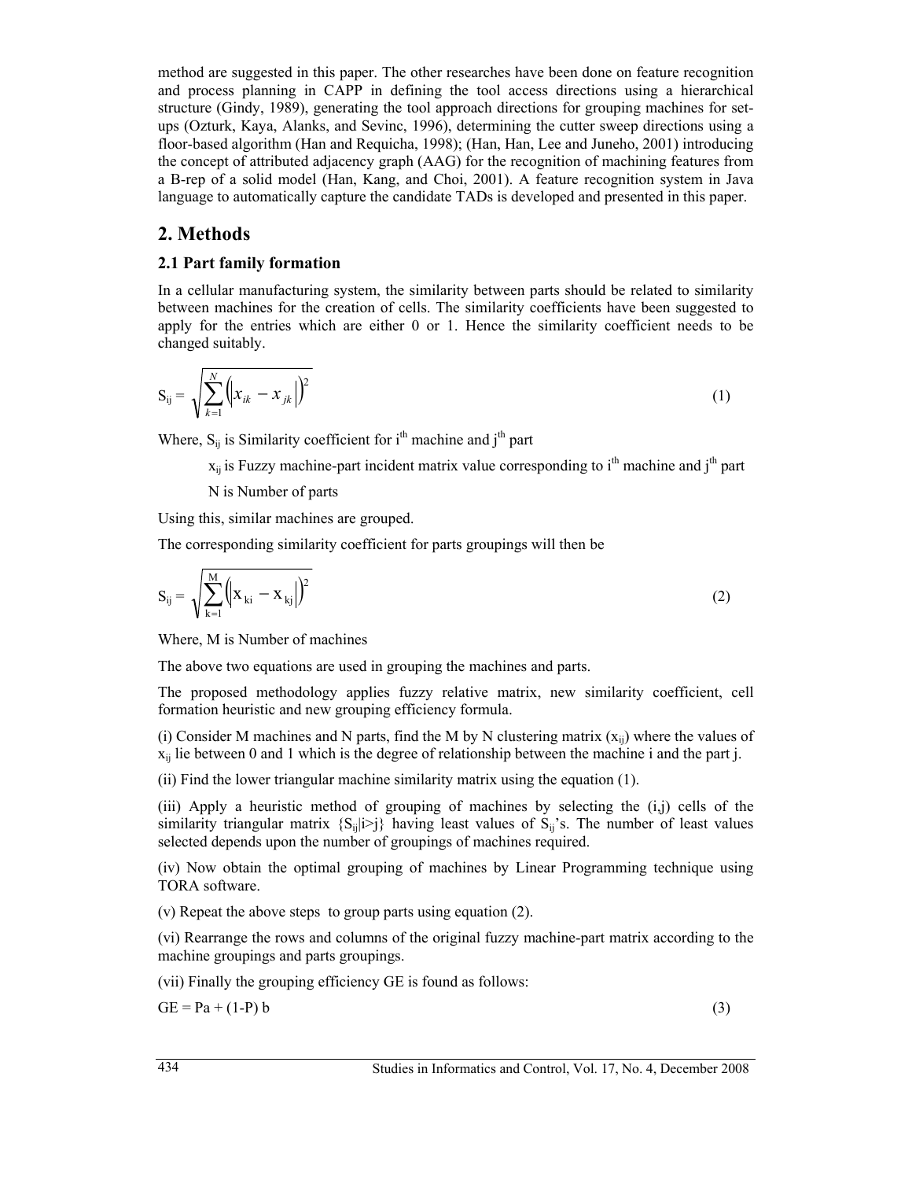method are suggested in this paper. The other researches have been done on feature recognition and process planning in CAPP in defining the tool access directions using a hierarchical structure (Gindy, 1989), generating the tool approach directions for grouping machines for set-ups (Ozturk, Kaya, Alanks, and Sevinc, 1996), determining the cutter sweep directions using a floor-based algorithm (Han and Requicha, 1998); (Han, Han, Lee and Juneho, 2001) introducing the concept of attributed adjacency graph (AAG) for the recognition of machining features from a B-rep of a solid model (Han, Kang, and Choi, 2001). A feature recognition system in Java language to automatically capture the candidate TADs is developed and presented in this paper.

## 2. Methods

### 2.1 Part family formation

In a cellular manufacturing system, the similarity between parts should be related to similarity between machines for the creation of cells. The similarity coefficients have been suggested to apply for the entries which are either 0 or 1. Hence the similarity coefficient needs to be changed suitably.

$$S_{ij} = \sqrt{\sum_{k=1}^{N}\left(\left|x_{ik} - x_{jk}\right|\right)^2} \tag{1}$$

Where, $S_{ij}$ is Similarity coefficient for $i^{th}$ machine and $j^{th}$ part

$x_{ij}$ is Fuzzy machine-part incident matrix value corresponding to $i^{th}$ machine and $j^{th}$ part

N is Number of parts

Using this, similar machines are grouped.

The corresponding similarity coefficient for parts groupings will then be

$$S_{ij} = \sqrt{\sum_{k=1}^{M}\left(\left|x_{ki} - x_{kj}\right|\right)^2} \tag{2}$$

Where, M is Number of machines

The above two equations are used in grouping the machines and parts.

The proposed methodology applies fuzzy relative matrix, new similarity coefficient, cell formation heuristic and new grouping efficiency formula.

(i) Consider M machines and N parts, find the M by N clustering matrix ($x_{ij}$) where the values of $x_{ij}$ lie between 0 and 1 which is the degree of relationship between the machine i and the part j.

(ii) Find the lower triangular machine similarity matrix using the equation (1).

(iii) Apply a heuristic method of grouping of machines by selecting the (i,j) cells of the similarity triangular matrix $\{S_{ij}|i>j\}$ having least values of $S_{ij}$'s. The number of least values selected depends upon the number of groupings of machines required.

(iv) Now obtain the optimal grouping of machines by Linear Programming technique using TORA software.

(v) Repeat the above steps to group parts using equation (2).

(vi) Rearrange the rows and columns of the original fuzzy machine-part matrix according to the machine groupings and parts groupings.

(vii) Finally the grouping efficiency GE is found as follows:

$$GE = Pa + (1-P)\,b \tag{3}$$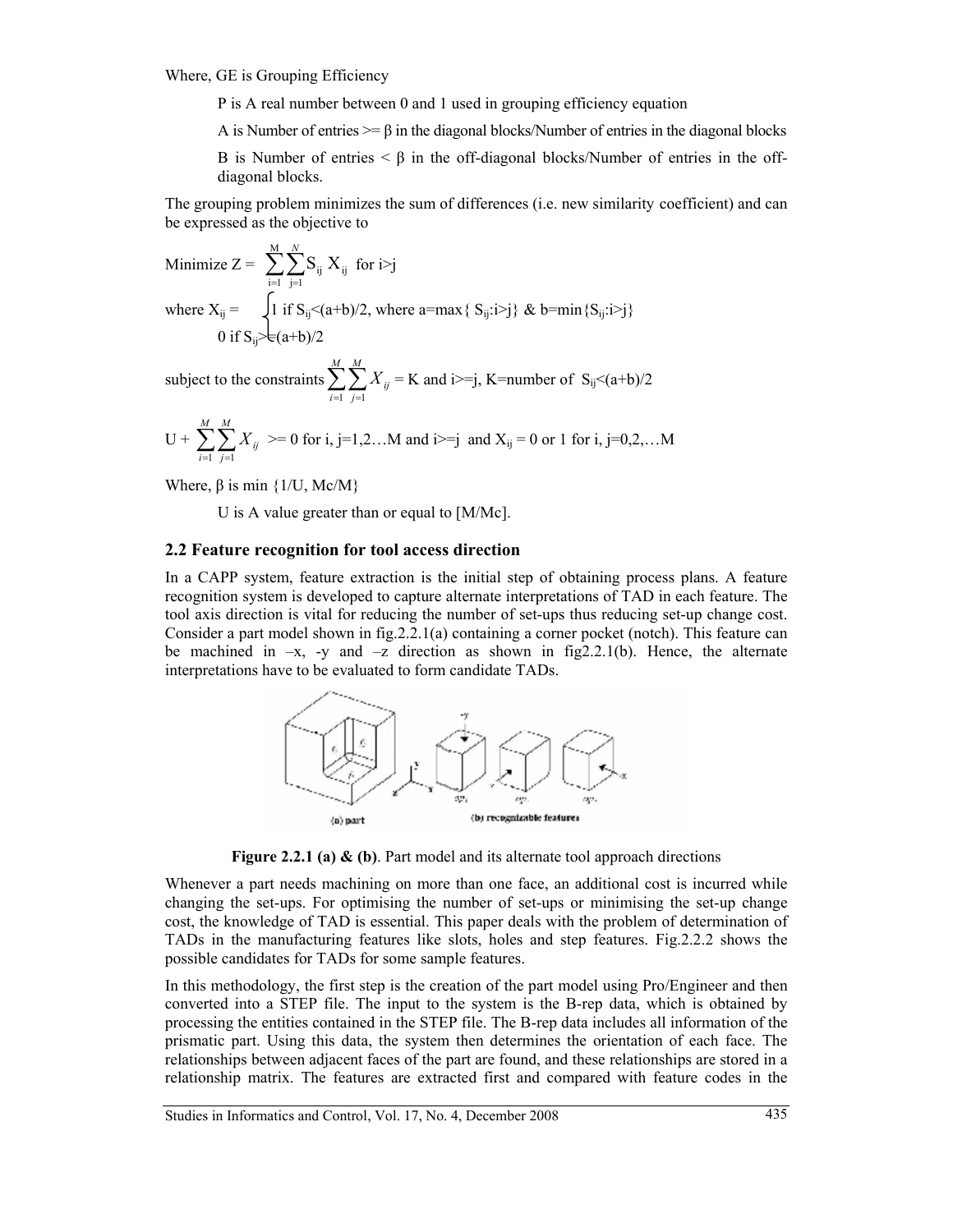Where, GE is Grouping Efficiency

P is A real number between 0 and 1 used in grouping efficiency equation

A is Number of entries >= β in the diagonal blocks/Number of entries in the diagonal blocks

B is Number of entries < β in the off-diagonal blocks/Number of entries in the off-diagonal blocks.

The grouping problem minimizes the sum of differences (i.e. new similarity coefficient) and can be expressed as the objective to

$$\text{Minimize } Z = \sum_{i=1}^{M}\sum_{j=1}^{N} S_{ij}\, X_{ij} \quad \text{for } i>j$$

$$\text{where } X_{ij} = \begin{cases} 1 \text{ if } S_{ij}<(a+b)/2, \text{ where } a=\max\{S_{ij}:i>j\} \ \& \ b=\min\{S_{ij}:i>j\} \\ 0 \text{ if } S_{ij}>=(a+b)/2 \end{cases}$$

subject to the constraints $\sum_{i=1}^{M}\sum_{j=1}^{M} X_{ij}$ = K and i>=j, K=number of $S_{ij}<(a+b)/2$

$U + \sum_{i=1}^{M}\sum_{j=1}^{M} X_{ij}$ >= 0 for i, j=1,2…M and i>=j and $X_{ij}$ = 0 or 1 for i, j=0,2,…M

Where, β is min {1/U, Mc/M}

U is A value greater than or equal to [M/Mc].

## 2.2 Feature recognition for tool access direction

In a CAPP system, feature extraction is the initial step of obtaining process plans. A feature recognition system is developed to capture alternate interpretations of TAD in each feature. The tool axis direction is vital for reducing the number of set-ups thus reducing set-up change cost. Consider a part model shown in fig.2.2.1(a) containing a corner pocket (notch). This feature can be machined in –x, -y and –z direction as shown in fig2.2.1(b). Hence, the alternate interpretations have to be evaluated to form candidate TADs.

**Figure 2.2.1 (a) & (b)**. Part model and its alternate tool approach directions

Whenever a part needs machining on more than one face, an additional cost is incurred while changing the set-ups. For optimising the number of set-ups or minimising the set-up change cost, the knowledge of TAD is essential. This paper deals with the problem of determination of TADs in the manufacturing features like slots, holes and step features. Fig.2.2.2 shows the possible candidates for TADs for some sample features.

In this methodology, the first step is the creation of the part model using Pro/Engineer and then converted into a STEP file. The input to the system is the B-rep data, which is obtained by processing the entities contained in the STEP file. The B-rep data includes all information of the prismatic part. Using this data, the system then determines the orientation of each face. The relationships between adjacent faces of the part are found, and these relationships are stored in a relationship matrix. The features are extracted first and compared with feature codes in the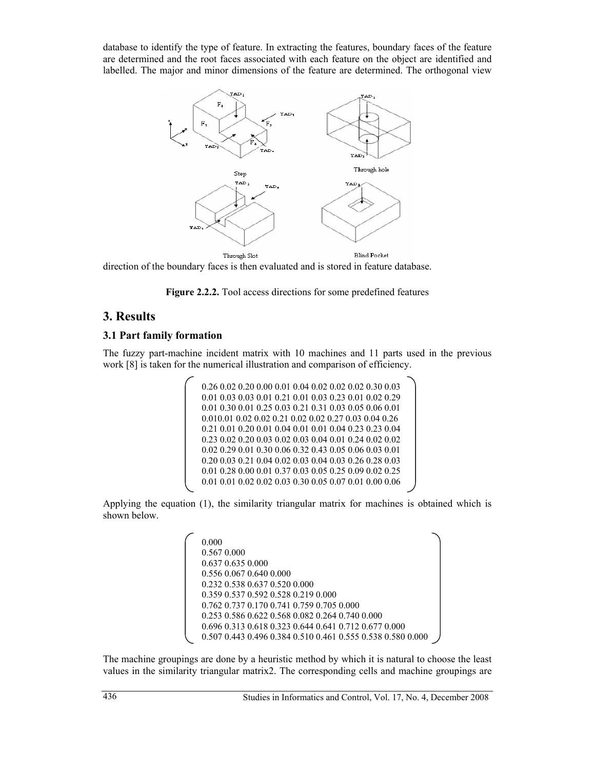database to identify the type of feature. In extracting the features, boundary faces of the feature are determined and the root faces associated with each feature on the object are identified and labelled. The major and minor dimensions of the feature are determined. The orthogonal view direction of the boundary faces is then evaluated and is stored in feature database.

**Figure 2.2.2.** Tool access directions for some predefined features

# 3. Results

## 3.1 Part family formation

The fuzzy part-machine incident matrix with 10 machines and 11 parts used in the previous work [8] is taken for the numerical illustration and comparison of efficiency.

$$
\begin{pmatrix}
0.26 & 0.02 & 0.20 & 0.00 & 0.01 & 0.04 & 0.02 & 0.02 & 0.02 & 0.30 & 0.03 \\
0.01 & 0.03 & 0.03 & 0.01 & 0.21 & 0.01 & 0.03 & 0.23 & 0.01 & 0.02 & 0.29 \\
0.01 & 0.30 & 0.01 & 0.25 & 0.03 & 0.21 & 0.31 & 0.03 & 0.05 & 0.06 & 0.01 \\
0.01 & 0.01 & 0.02 & 0.02 & 0.21 & 0.02 & 0.02 & 0.27 & 0.03 & 0.04 & 0.26 \\
0.21 & 0.01 & 0.20 & 0.01 & 0.04 & 0.01 & 0.01 & 0.04 & 0.23 & 0.23 & 0.04 \\
0.23 & 0.02 & 0.20 & 0.03 & 0.02 & 0.03 & 0.04 & 0.01 & 0.24 & 0.02 & 0.02 \\
0.02 & 0.29 & 0.01 & 0.30 & 0.06 & 0.32 & 0.43 & 0.05 & 0.06 & 0.03 & 0.01 \\
0.20 & 0.03 & 0.21 & 0.04 & 0.02 & 0.03 & 0.04 & 0.03 & 0.26 & 0.28 & 0.03 \\
0.01 & 0.28 & 0.00 & 0.01 & 0.37 & 0.03 & 0.05 & 0.25 & 0.09 & 0.02 & 0.25 \\
0.01 & 0.01 & 0.02 & 0.02 & 0.03 & 0.30 & 0.05 & 0.07 & 0.01 & 0.00 & 0.06
\end{pmatrix}
$$

Applying the equation (1), the similarity triangular matrix for machines is obtained which is shown below.

$$
\begin{pmatrix}
0.000 \\
0.567 & 0.000 \\
0.637 & 0.635 & 0.000 \\
0.556 & 0.067 & 0.640 & 0.000 \\
0.232 & 0.538 & 0.637 & 0.520 & 0.000 \\
0.359 & 0.537 & 0.592 & 0.528 & 0.219 & 0.000 \\
0.762 & 0.737 & 0.170 & 0.741 & 0.759 & 0.705 & 0.000 \\
0.253 & 0.586 & 0.622 & 0.568 & 0.082 & 0.264 & 0.740 & 0.000 \\
0.696 & 0.313 & 0.618 & 0.323 & 0.644 & 0.641 & 0.712 & 0.677 & 0.000 \\
0.507 & 0.443 & 0.496 & 0.384 & 0.510 & 0.461 & 0.555 & 0.538 & 0.580 & 0.000
\end{pmatrix}
$$

The machine groupings are done by a heuristic method by which it is natural to choose the least values in the similarity triangular matrix2. The corresponding cells and machine groupings are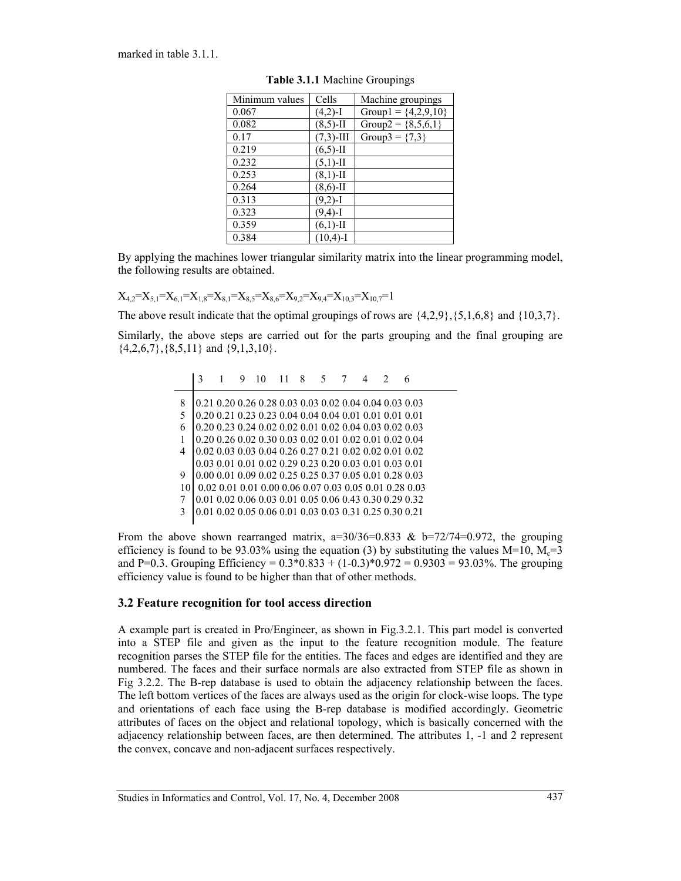marked in table 3.1.1.

**Table 3.1.1** Machine Groupings

| Minimum values | Cells | Machine groupings |
|---|---|---|
| 0.067 | (4,2)-I | Group1 = {4,2,9,10} |
| 0.082 | (8,5)-II | Group2 = {8,5,6,1} |
| 0.17 | (7,3)-III | Group3 = {7,3} |
| 0.219 | (6,5)-II | |
| 0.232 | (5,1)-II | |
| 0.253 | (8,1)-II | |
| 0.264 | (8,6)-II | |
| 0.313 | (9,2)-I | |
| 0.323 | (9,4)-I | |
| 0.359 | (6,1)-II | |
| 0.384 | (10,4)-I | |

By applying the machines lower triangular similarity matrix into the linear programming model, the following results are obtained.

$X_{4,2}=X_{5,1}=X_{6,1}=X_{1,8}=X_{8,1}=X_{8,5}=X_{8,6}=X_{9,2}=X_{9,4}=X_{10,3}=X_{10,7}=1$

The above result indicate that the optimal groupings of rows are {4,2,9},{5,1,6,8} and {10,3,7}.

Similarly, the above steps are carried out for the parts grouping and the final grouping are {4,2,6,7},{8,5,11} and {9,1,3,10}.

| | 3 | 1 | 9 | 10 | 11 | 8 | 5 | 7 | 4 | 2 | 6 |
|---|---|---|---|---|---|---|---|---|---|---|---|
| 8 | 0.21 | 0.20 | 0.26 | 0.28 | 0.03 | 0.03 | 0.02 | 0.04 | 0.04 | 0.03 | 0.03 |
| 5 | 0.20 | 0.21 | 0.23 | 0.23 | 0.04 | 0.04 | 0.04 | 0.01 | 0.01 | 0.01 | 0.01 |
| 6 | 0.20 | 0.23 | 0.24 | 0.02 | 0.02 | 0.01 | 0.02 | 0.04 | 0.03 | 0.02 | 0.03 |
| 1 | 0.20 | 0.26 | 0.02 | 0.30 | 0.03 | 0.02 | 0.01 | 0.02 | 0.01 | 0.02 | 0.04 |
| 4 | 0.02 | 0.03 | 0.03 | 0.04 | 0.26 | 0.27 | 0.21 | 0.02 | 0.02 | 0.01 | 0.02 |
| | 0.03 | 0.01 | 0.01 | 0.02 | 0.29 | 0.23 | 0.20 | 0.03 | 0.01 | 0.03 | 0.01 |
| 9 | 0.00 | 0.01 | 0.09 | 0.02 | 0.25 | 0.25 | 0.37 | 0.05 | 0.01 | 0.28 | 0.03 |
| 10 | 0.02 | 0.01 | 0.01 | 0.00 | 0.06 | 0.07 | 0.03 | 0.05 | 0.01 | 0.28 | 0.03 |
| 7 | 0.01 | 0.02 | 0.06 | 0.03 | 0.01 | 0.05 | 0.06 | 0.43 | 0.30 | 0.29 | 0.32 |
| 3 | 0.01 | 0.02 | 0.05 | 0.06 | 0.01 | 0.03 | 0.03 | 0.31 | 0.25 | 0.30 | 0.21 |

From the above shown rearranged matrix, a=30/36=0.833 & b=72/74=0.972, the grouping efficiency is found to be 93.03% using the equation (3) by substituting the values M=10, $M_c$=3 and P=0.3. Grouping Efficiency = 0.3*0.833 + (1-0.3)*0.972 = 0.9303 = 93.03%. The grouping efficiency value is found to be higher than that of other methods.

## 3.2 Feature recognition for tool access direction

A example part is created in Pro/Engineer, as shown in Fig.3.2.1. This part model is converted into a STEP file and given as the input to the feature recognition module. The feature recognition parses the STEP file for the entities. The faces and edges are identified and they are numbered. The faces and their surface normals are also extracted from STEP file as shown in Fig 3.2.2. The B-rep database is used to obtain the adjacency relationship between the faces. The left bottom vertices of the faces are always used as the origin for clock-wise loops. The type and orientations of each face using the B-rep database is modified accordingly. Geometric attributes of faces on the object and relational topology, which is basically concerned with the adjacency relationship between faces, are then determined. The attributes 1, -1 and 2 represent the convex, concave and non-adjacent surfaces respectively.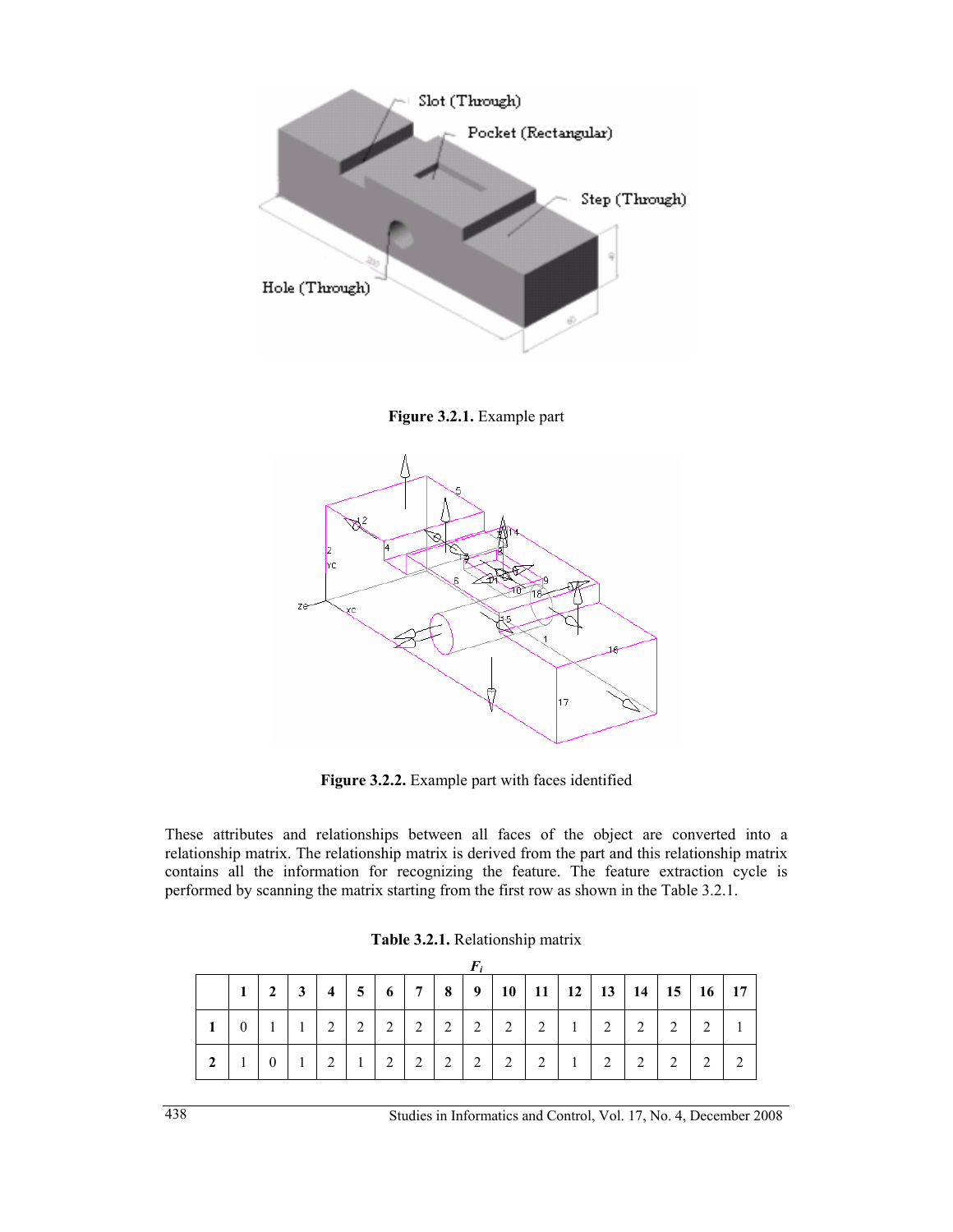Figure 3.2.1. Example part

Figure 3.2.2. Example part with faces identified

These attributes and relationships between all faces of the object are converted into a relationship matrix. The relationship matrix is derived from the part and this relationship matrix contains all the information for recognizing the feature. The feature extraction cycle is performed by scanning the matrix starting from the first row as shown in the Table 3.2.1.

**Table 3.2.1.** Relationship matrix

|  | $F_i$ | | | | | | | | | | | | | | | | |
|---|---|---|---|---|---|---|---|---|---|---|---|---|---|---|---|---|---|
|  | **1** | **2** | **3** | **4** | **5** | **6** | **7** | **8** | **9** | **10** | **11** | **12** | **13** | **14** | **15** | **16** | **17** |
| **1** | 0 | 1 | 1 | 2 | 2 | 2 | 2 | 2 | 2 | 2 | 2 | 1 | 2 | 2 | 2 | 2 | 1 |
| **2** | 1 | 0 | 1 | 2 | 1 | 2 | 2 | 2 | 2 | 2 | 2 | 1 | 2 | 2 | 2 | 2 | 2 |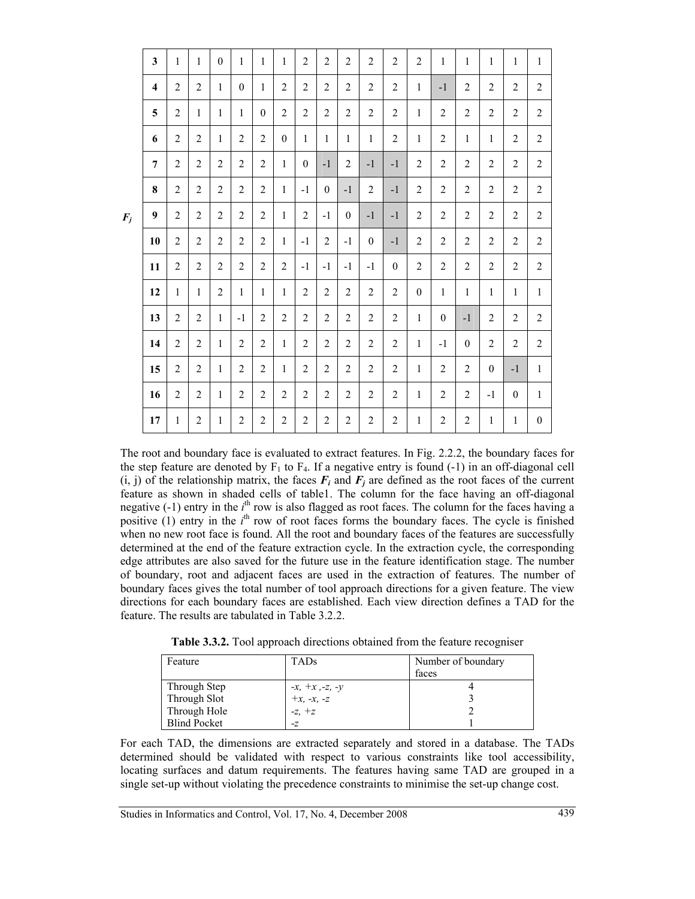| | | | | | | | | | | | | | | | | | | |
|---|---|---|---|---|---|---|---|---|---|---|---|---|---|---|---|---|---|---|
| | **3** | 1 | 1 | 0 | 1 | 1 | 1 | 2 | 2 | 2 | 2 | 2 | 2 | 1 | 1 | 1 | 1 | 1 |
| | **4** | 2 | 2 | 1 | 0 | 1 | 2 | 2 | 2 | 2 | 2 | 2 | 1 | -1 | 2 | 2 | 2 | 2 |
| | **5** | 2 | 1 | 1 | 1 | 0 | 2 | 2 | 2 | 2 | 2 | 2 | 1 | 2 | 2 | 2 | 2 | 2 |
| | **6** | 2 | 2 | 1 | 2 | 2 | 0 | 1 | 1 | 1 | 1 | 2 | 1 | 2 | 1 | 1 | 2 | 2 |
| | **7** | 2 | 2 | 2 | 2 | 2 | 1 | 0 | -1 | 2 | -1 | -1 | 2 | 2 | 2 | 2 | 2 | 2 |
| | **8** | 2 | 2 | 2 | 2 | 2 | 1 | -1 | 0 | -1 | 2 | -1 | 2 | 2 | 2 | 2 | 2 | 2 |
| $F_j$ | **9** | 2 | 2 | 2 | 2 | 2 | 1 | 2 | -1 | 0 | -1 | -1 | 2 | 2 | 2 | 2 | 2 | 2 |
| | **10** | 2 | 2 | 2 | 2 | 2 | 1 | -1 | 2 | -1 | 0 | -1 | 2 | 2 | 2 | 2 | 2 | 2 |
| | **11** | 2 | 2 | 2 | 2 | 2 | 2 | -1 | -1 | -1 | -1 | 0 | 2 | 2 | 2 | 2 | 2 | 2 |
| | **12** | 1 | 1 | 2 | 1 | 1 | 1 | 2 | 2 | 2 | 2 | 2 | 0 | 1 | 1 | 1 | 1 | 1 |
| | **13** | 2 | 2 | 1 | -1 | 2 | 2 | 2 | 2 | 2 | 2 | 2 | 1 | 0 | -1 | 2 | 2 | 2 |
| | **14** | 2 | 2 | 1 | 2 | 2 | 1 | 2 | 2 | 2 | 2 | 2 | 1 | -1 | 0 | 2 | 2 | 2 |
| | **15** | 2 | 2 | 1 | 2 | 2 | 1 | 2 | 2 | 2 | 2 | 2 | 1 | 2 | 2 | 0 | -1 | 1 |
| | **16** | 2 | 2 | 1 | 2 | 2 | 2 | 2 | 2 | 2 | 2 | 2 | 1 | 2 | 2 | -1 | 0 | 1 |
| | **17** | 1 | 2 | 1 | 2 | 2 | 2 | 2 | 2 | 2 | 2 | 2 | 1 | 2 | 2 | 1 | 1 | 0 |

The root and boundary face is evaluated to extract features. In Fig. 2.2.2, the boundary faces for the step feature are denoted by $F_1$ to $F_4$. If a negative entry is found (-1) in an off-diagonal cell (i, j) of the relationship matrix, the faces $F_i$ and $F_j$ are defined as the root faces of the current feature as shown in shaded cells of table1. The column for the face having an off-diagonal negative (-1) entry in the $i^{th}$ row is also flagged as root faces. The column for the faces having a positive (1) entry in the $i^{th}$ row of root faces forms the boundary faces. The cycle is finished when no new root face is found. All the root and boundary faces of the features are successfully determined at the end of the feature extraction cycle. In the extraction cycle, the corresponding edge attributes are also saved for the future use in the feature identification stage. The number of boundary, root and adjacent faces are used in the extraction of features. The number of boundary faces gives the total number of tool approach directions for a given feature. The view directions for each boundary faces are established. Each view direction defines a TAD for the feature. The results are tabulated in Table 3.2.2.

**Table 3.3.2.** Tool approach directions obtained from the feature recogniser

| Feature | TADs | Number of boundary faces |
|---|---|---|
| Through Step | *-x, +x ,-z, -y* | 4 |
| Through Slot | *+x, -x, -z* | 3 |
| Through Hole | *-z, +z* | 2 |
| Blind Pocket | *-z* | 1 |

For each TAD, the dimensions are extracted separately and stored in a database. The TADs determined should be validated with respect to various constraints like tool accessibility, locating surfaces and datum requirements. The features having same TAD are grouped in a single set-up without violating the precedence constraints to minimise the set-up change cost.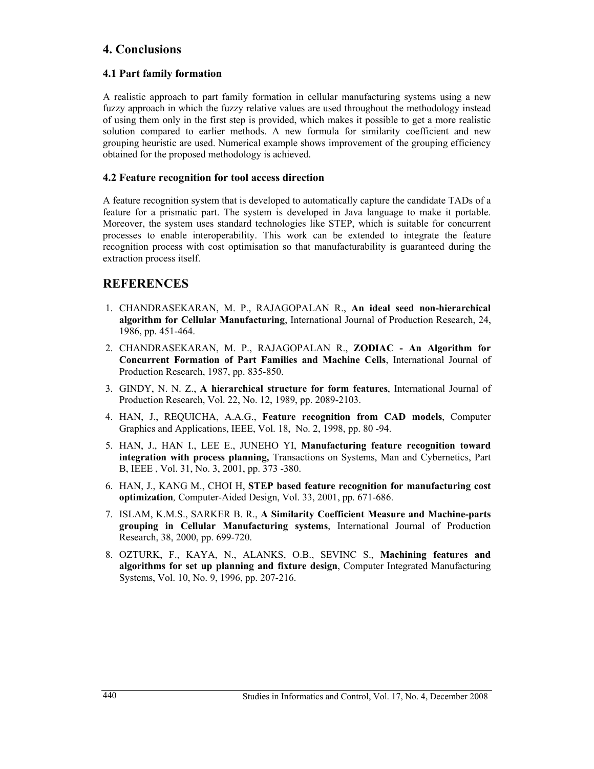## 4. Conclusions

### 4.1 Part family formation

A realistic approach to part family formation in cellular manufacturing systems using a new fuzzy approach in which the fuzzy relative values are used throughout the methodology instead of using them only in the first step is provided, which makes it possible to get a more realistic solution compared to earlier methods. A new formula for similarity coefficient and new grouping heuristic are used. Numerical example shows improvement of the grouping efficiency obtained for the proposed methodology is achieved.

### 4.2 Feature recognition for tool access direction

A feature recognition system that is developed to automatically capture the candidate TADs of a feature for a prismatic part. The system is developed in Java language to make it portable. Moreover, the system uses standard technologies like STEP, which is suitable for concurrent processes to enable interoperability. This work can be extended to integrate the feature recognition process with cost optimisation so that manufacturability is guaranteed during the extraction process itself.

## REFERENCES

1. CHANDRASEKARAN, M. P., RAJAGOPALAN R., **An ideal seed non-hierarchical algorithm for Cellular Manufacturing**, International Journal of Production Research, 24, 1986, pp. 451-464.
2. CHANDRASEKARAN, M. P., RAJAGOPALAN R., **ZODIAC - An Algorithm for Concurrent Formation of Part Families and Machine Cells**, International Journal of Production Research, 1987, pp. 835-850.
3. GINDY, N. N. Z., **A hierarchical structure for form features**, International Journal of Production Research, Vol. 22, No. 12, 1989, pp. 2089-2103.
4. HAN, J., REQUICHA, A.A.G., **Feature recognition from CAD models**, Computer Graphics and Applications, IEEE, Vol. 18, No. 2, 1998, pp. 80 -94.
5. HAN, J., HAN I., LEE E., JUNEHO YI, **Manufacturing feature recognition toward integration with process planning,** Transactions on Systems, Man and Cybernetics, Part B, IEEE , Vol. 31, No. 3, 2001, pp. 373 -380.
6. HAN, J., KANG M., CHOI H, **STEP based feature recognition for manufacturing cost optimization***,* Computer-Aided Design, Vol. 33, 2001, pp. 671-686.
7. ISLAM, K.M.S., SARKER B. R., **A Similarity Coefficient Measure and Machine-parts grouping in Cellular Manufacturing systems**, International Journal of Production Research, 38, 2000, pp. 699-720.
8. OZTURK, F., KAYA, N., ALANKS, O.B., SEVINC S., **Machining features and algorithms for set up planning and fixture design**, Computer Integrated Manufacturing Systems, Vol. 10, No. 9, 1996, pp. 207-216.